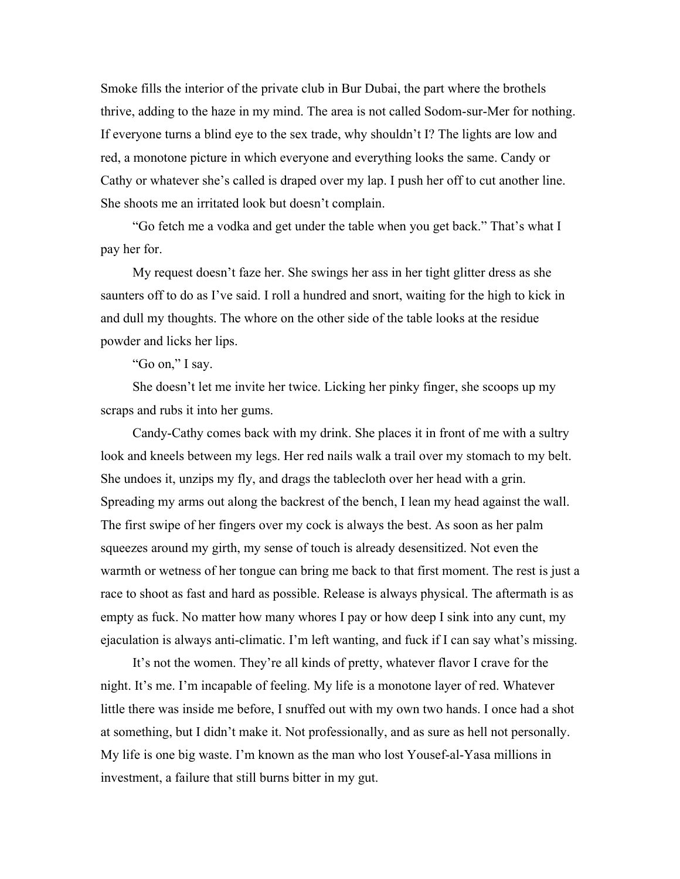Smoke fills the interior of the private club in Bur Dubai, the part where the brothels thrive, adding to the haze in my mind. The area is not called Sodom-sur-Mer for nothing. If everyone turns a blind eye to the sex trade, why shouldn't I? The lights are low and red, a monotone picture in which everyone and everything looks the same. Candy or Cathy or whatever she's called is draped over my lap. I push her off to cut another line. She shoots me an irritated look but doesn't complain.

"Go fetch me a vodka and get under the table when you get back." That's what I pay her for.

My request doesn't faze her. She swings her ass in her tight glitter dress as she saunters off to do as I've said. I roll a hundred and snort, waiting for the high to kick in and dull my thoughts. The whore on the other side of the table looks at the residue powder and licks her lips.

"Go on," I say.

She doesn't let me invite her twice. Licking her pinky finger, she scoops up my scraps and rubs it into her gums.

Candy-Cathy comes back with my drink. She places it in front of me with a sultry look and kneels between my legs. Her red nails walk a trail over my stomach to my belt. She undoes it, unzips my fly, and drags the tablecloth over her head with a grin. Spreading my arms out along the backrest of the bench, I lean my head against the wall. The first swipe of her fingers over my cock is always the best. As soon as her palm squeezes around my girth, my sense of touch is already desensitized. Not even the warmth or wetness of her tongue can bring me back to that first moment. The rest is just a race to shoot as fast and hard as possible. Release is always physical. The aftermath is as empty as fuck. No matter how many whores I pay or how deep I sink into any cunt, my ejaculation is always anti-climatic. I'm left wanting, and fuck if I can say what's missing.

It's not the women. They're all kinds of pretty, whatever flavor I crave for the night. It's me. I'm incapable of feeling. My life is a monotone layer of red. Whatever little there was inside me before, I snuffed out with my own two hands. I once had a shot at something, but I didn't make it. Not professionally, and as sure as hell not personally. My life is one big waste. I'm known as the man who lost Yousef-al-Yasa millions in investment, a failure that still burns bitter in my gut.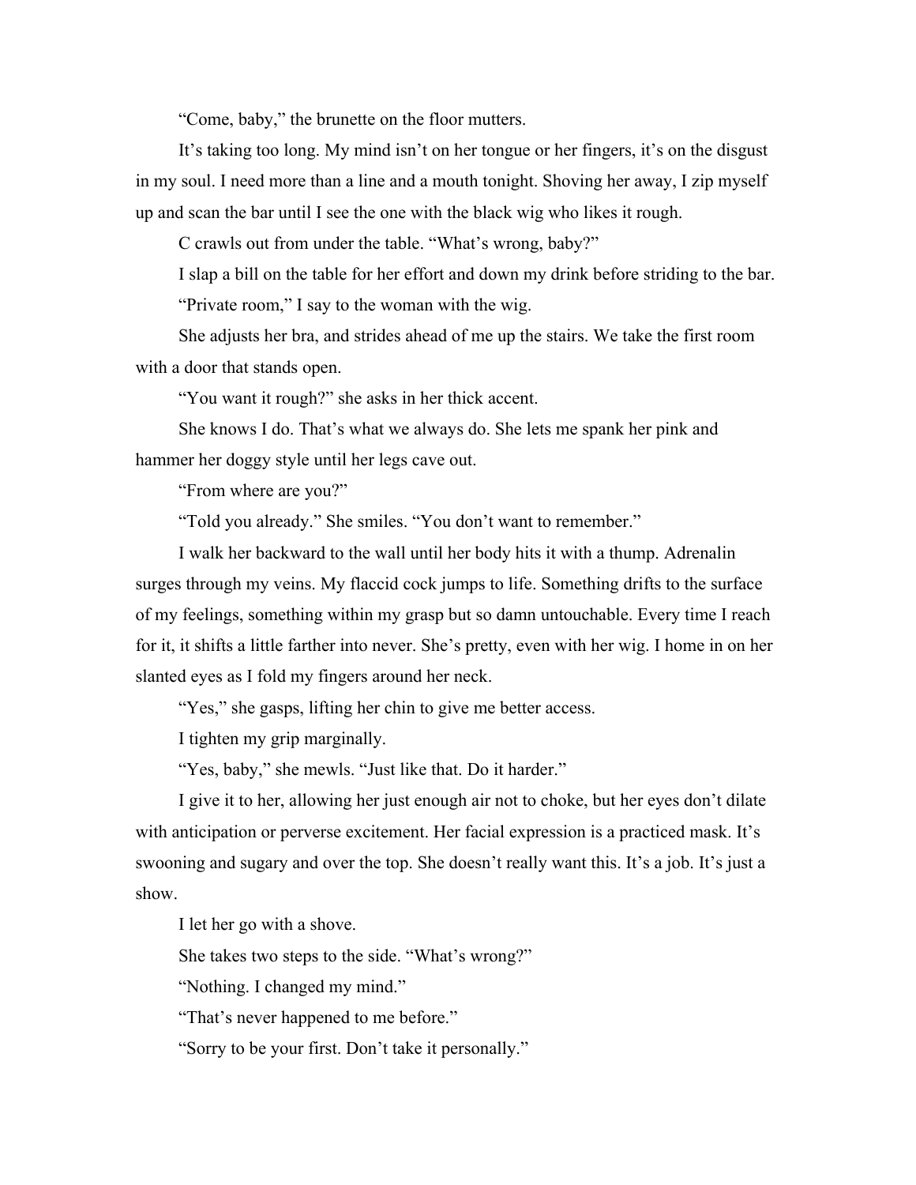"Come, baby," the brunette on the floor mutters.

It's taking too long. My mind isn't on her tongue or her fingers, it's on the disgust in my soul. I need more than a line and a mouth tonight. Shoving her away, I zip myself up and scan the bar until I see the one with the black wig who likes it rough.

C crawls out from under the table. "What's wrong, baby?"

I slap a bill on the table for her effort and down my drink before striding to the bar.

"Private room," I say to the woman with the wig.

She adjusts her bra, and strides ahead of me up the stairs. We take the first room with a door that stands open.

"You want it rough?" she asks in her thick accent.

She knows I do. That's what we always do. She lets me spank her pink and hammer her doggy style until her legs cave out.

"From where are you?"

"Told you already." She smiles. "You don't want to remember."

I walk her backward to the wall until her body hits it with a thump. Adrenalin surges through my veins. My flaccid cock jumps to life. Something drifts to the surface of my feelings, something within my grasp but so damn untouchable. Every time I reach for it, it shifts a little farther into never. She's pretty, even with her wig. I home in on her slanted eyes as I fold my fingers around her neck.

"Yes," she gasps, lifting her chin to give me better access.

I tighten my grip marginally.

"Yes, baby," she mewls. "Just like that. Do it harder."

I give it to her, allowing her just enough air not to choke, but her eyes don't dilate with anticipation or perverse excitement. Her facial expression is a practiced mask. It's swooning and sugary and over the top. She doesn't really want this. It's a job. It's just a show.

I let her go with a shove.

She takes two steps to the side. "What's wrong?"

"Nothing. I changed my mind."

"That's never happened to me before."

"Sorry to be your first. Don't take it personally."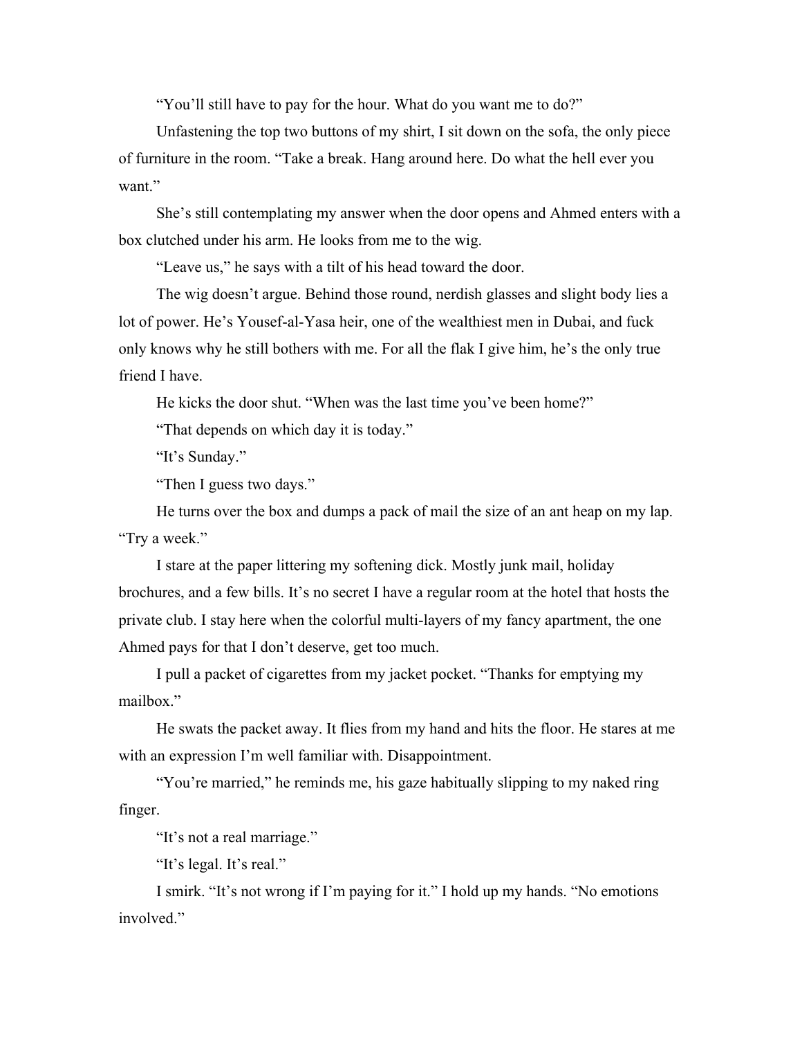"You'll still have to pay for the hour. What do you want me to do?"

Unfastening the top two buttons of my shirt, I sit down on the sofa, the only piece of furniture in the room. "Take a break. Hang around here. Do what the hell ever you want."

She's still contemplating my answer when the door opens and Ahmed enters with a box clutched under his arm. He looks from me to the wig.

"Leave us," he says with a tilt of his head toward the door.

The wig doesn't argue. Behind those round, nerdish glasses and slight body lies a lot of power. He's Yousef-al-Yasa heir, one of the wealthiest men in Dubai, and fuck only knows why he still bothers with me. For all the flak I give him, he's the only true friend I have.

He kicks the door shut. "When was the last time you've been home?"

"That depends on which day it is today."

"It's Sunday."

"Then I guess two days."

He turns over the box and dumps a pack of mail the size of an ant heap on my lap. "Try a week."

I stare at the paper littering my softening dick. Mostly junk mail, holiday brochures, and a few bills. It's no secret I have a regular room at the hotel that hosts the private club. I stay here when the colorful multi-layers of my fancy apartment, the one Ahmed pays for that I don't deserve, get too much.

I pull a packet of cigarettes from my jacket pocket. "Thanks for emptying my mailbox."

He swats the packet away. It flies from my hand and hits the floor. He stares at me with an expression I'm well familiar with. Disappointment.

"You're married," he reminds me, his gaze habitually slipping to my naked ring finger.

"It's not a real marriage."

"It's legal. It's real."

I smirk. "It's not wrong if I'm paying for it." I hold up my hands. "No emotions involved."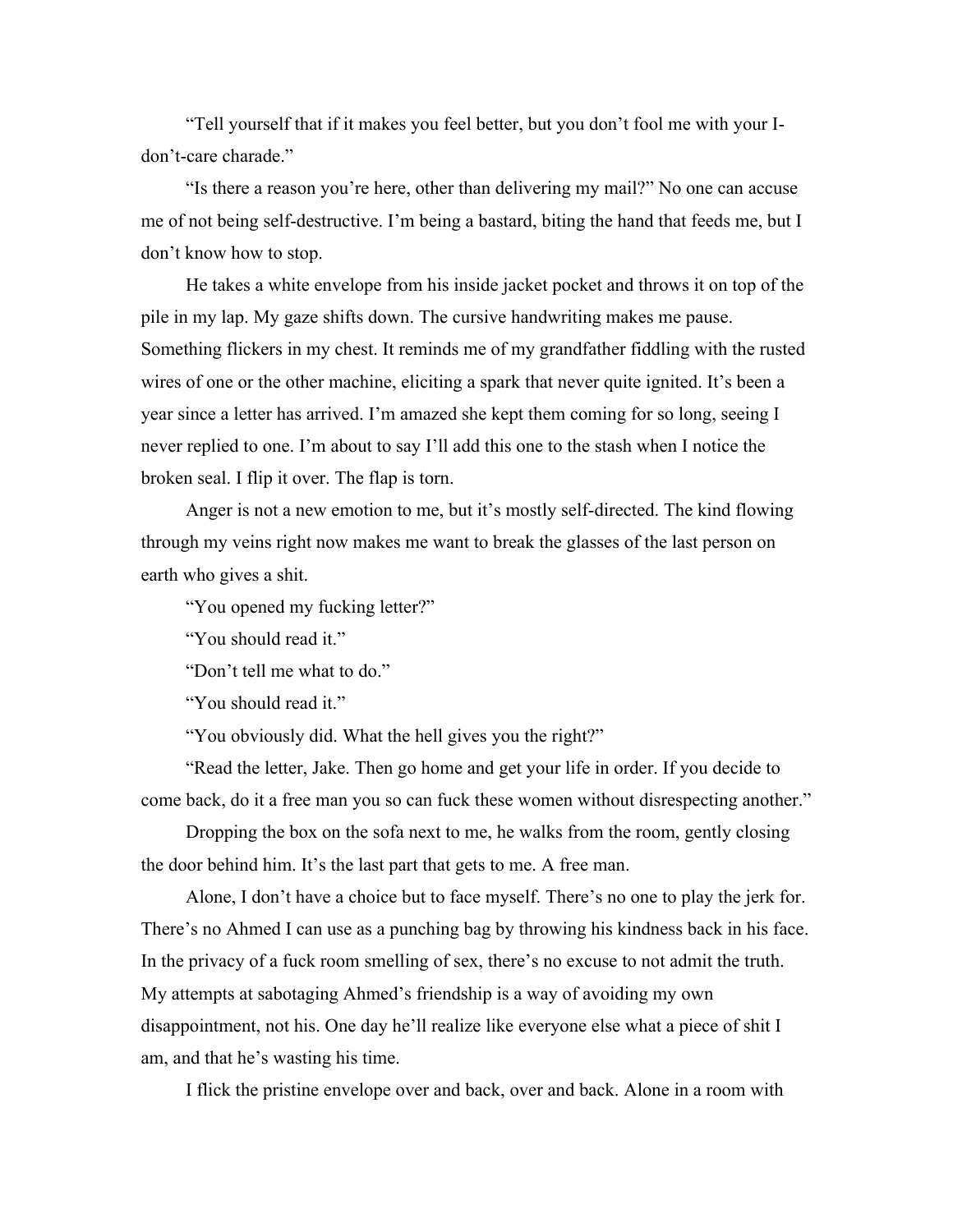"Tell yourself that if it makes you feel better, but you don't fool me with your I-don't-care charade."

"Is there a reason you're here, other than delivering my mail?" No one can accuse me of not being self-destructive. I'm being a bastard, biting the hand that feeds me, but I don't know how to stop.

He takes a white envelope from his inside jacket pocket and throws it on top of the pile in my lap. My gaze shifts down. The cursive handwriting makes me pause. Something flickers in my chest. It reminds me of my grandfather fiddling with the rusted wires of one or the other machine, eliciting a spark that never quite ignited. It's been a year since a letter has arrived. I'm amazed she kept them coming for so long, seeing I never replied to one. I'm about to say I'll add this one to the stash when I notice the broken seal. I flip it over. The flap is torn.

Anger is not a new emotion to me, but it's mostly self-directed. The kind flowing through my veins right now makes me want to break the glasses of the last person on earth who gives a shit.

"You opened my fucking letter?"

"You should read it."

"Don't tell me what to do."

"You should read it."

"You obviously did. What the hell gives you the right?"

"Read the letter, Jake. Then go home and get your life in order. If you decide to come back, do it a free man you so can fuck these women without disrespecting another."

Dropping the box on the sofa next to me, he walks from the room, gently closing the door behind him. It's the last part that gets to me. A free man.

Alone, I don't have a choice but to face myself. There's no one to play the jerk for. There's no Ahmed I can use as a punching bag by throwing his kindness back in his face. In the privacy of a fuck room smelling of sex, there's no excuse to not admit the truth. My attempts at sabotaging Ahmed's friendship is a way of avoiding my own disappointment, not his. One day he'll realize like everyone else what a piece of shit I am, and that he's wasting his time.

I flick the pristine envelope over and back, over and back. Alone in a room with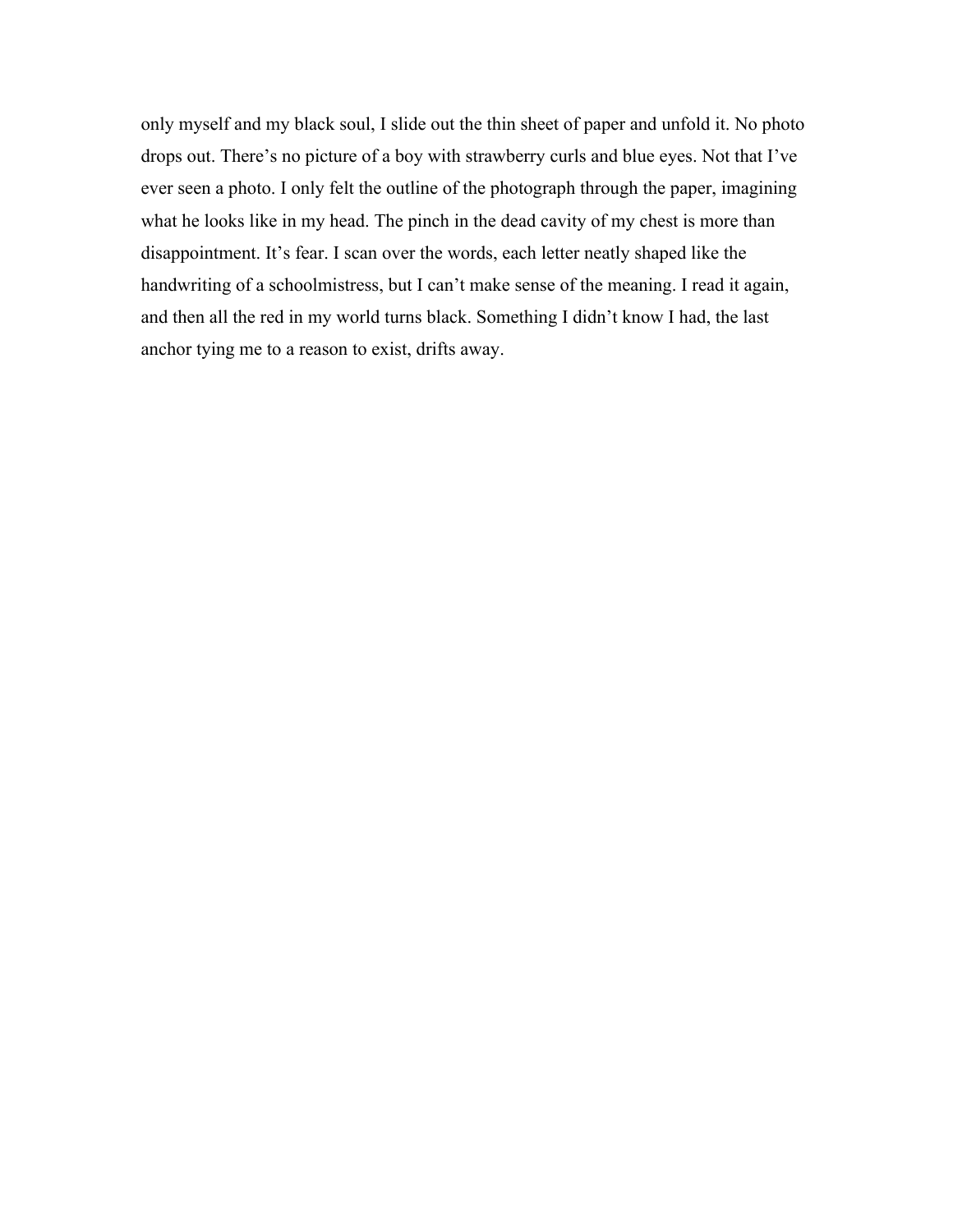only myself and my black soul, I slide out the thin sheet of paper and unfold it. No photo drops out. There's no picture of a boy with strawberry curls and blue eyes. Not that I've ever seen a photo. I only felt the outline of the photograph through the paper, imagining what he looks like in my head. The pinch in the dead cavity of my chest is more than disappointment. It's fear. I scan over the words, each letter neatly shaped like the handwriting of a schoolmistress, but I can't make sense of the meaning. I read it again, and then all the red in my world turns black. Something I didn't know I had, the last anchor tying me to a reason to exist, drifts away.